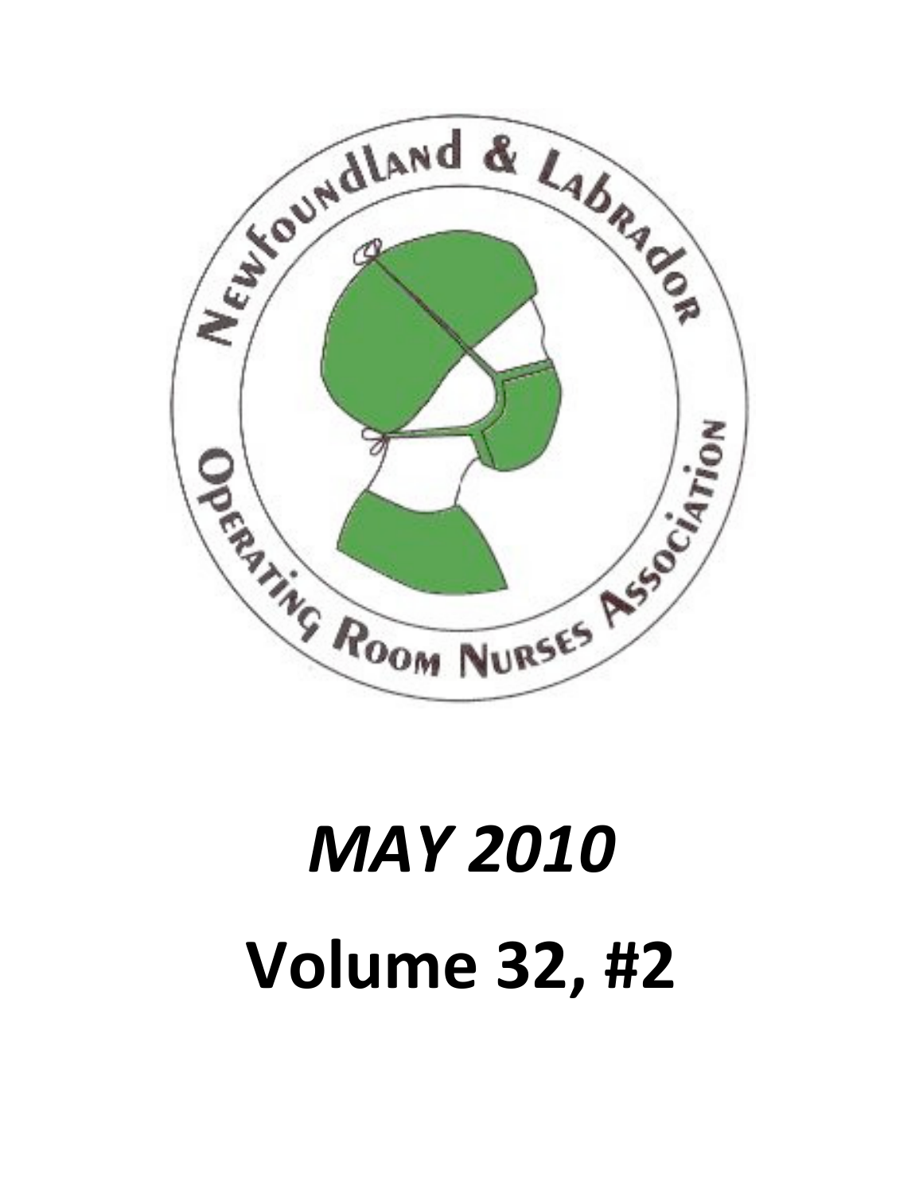Newfoundland & Labrador Operating Room Nurses Association

# *MAY 2010*

# Volume 32, #2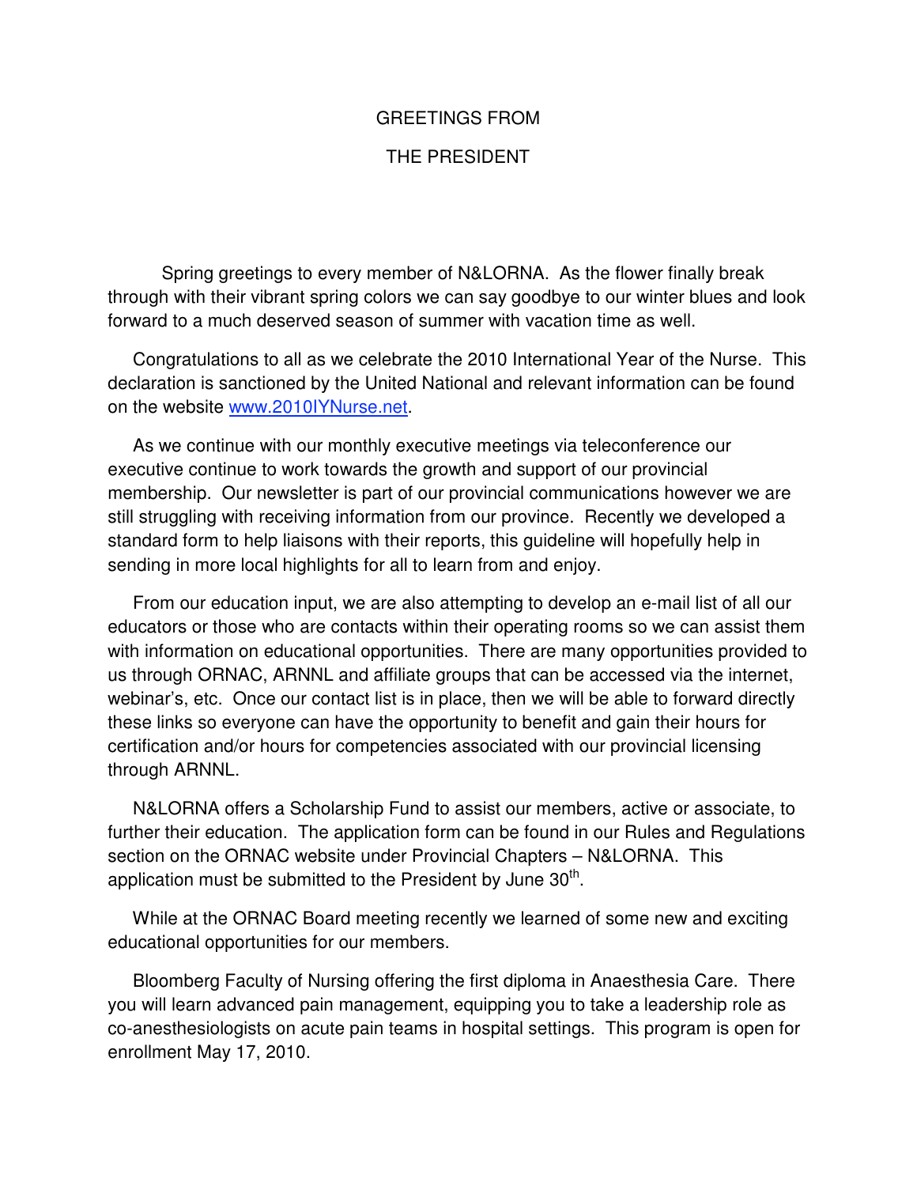# GREETINGS FROM THE PRESIDENT

Spring greetings to every member of N&LORNA. As the flower finally break through with their vibrant spring colors we can say goodbye to our winter blues and look forward to a much deserved season of summer with vacation time as well.

Congratulations to all as we celebrate the 2010 International Year of the Nurse. This declaration is sanctioned by the United National and relevant information can be found on the website www.2010IYNurse.net.

As we continue with our monthly executive meetings via teleconference our executive continue to work towards the growth and support of our provincial membership. Our newsletter is part of our provincial communications however we are still struggling with receiving information from our province. Recently we developed a standard form to help liaisons with their reports, this guideline will hopefully help in sending in more local highlights for all to learn from and enjoy.

From our education input, we are also attempting to develop an e-mail list of all our educators or those who are contacts within their operating rooms so we can assist them with information on educational opportunities. There are many opportunities provided to us through ORNAC, ARNNL and affiliate groups that can be accessed via the internet, webinar's, etc. Once our contact list is in place, then we will be able to forward directly these links so everyone can have the opportunity to benefit and gain their hours for certification and/or hours for competencies associated with our provincial licensing through ARNNL.

N&LORNA offers a Scholarship Fund to assist our members, active or associate, to further their education. The application form can be found in our Rules and Regulations section on the ORNAC website under Provincial Chapters – N&LORNA. This application must be submitted to the President by June 30th.

While at the ORNAC Board meeting recently we learned of some new and exciting educational opportunities for our members.

Bloomberg Faculty of Nursing offering the first diploma in Anaesthesia Care. There you will learn advanced pain management, equipping you to take a leadership role as co-anesthesiologists on acute pain teams in hospital settings. This program is open for enrollment May 17, 2010.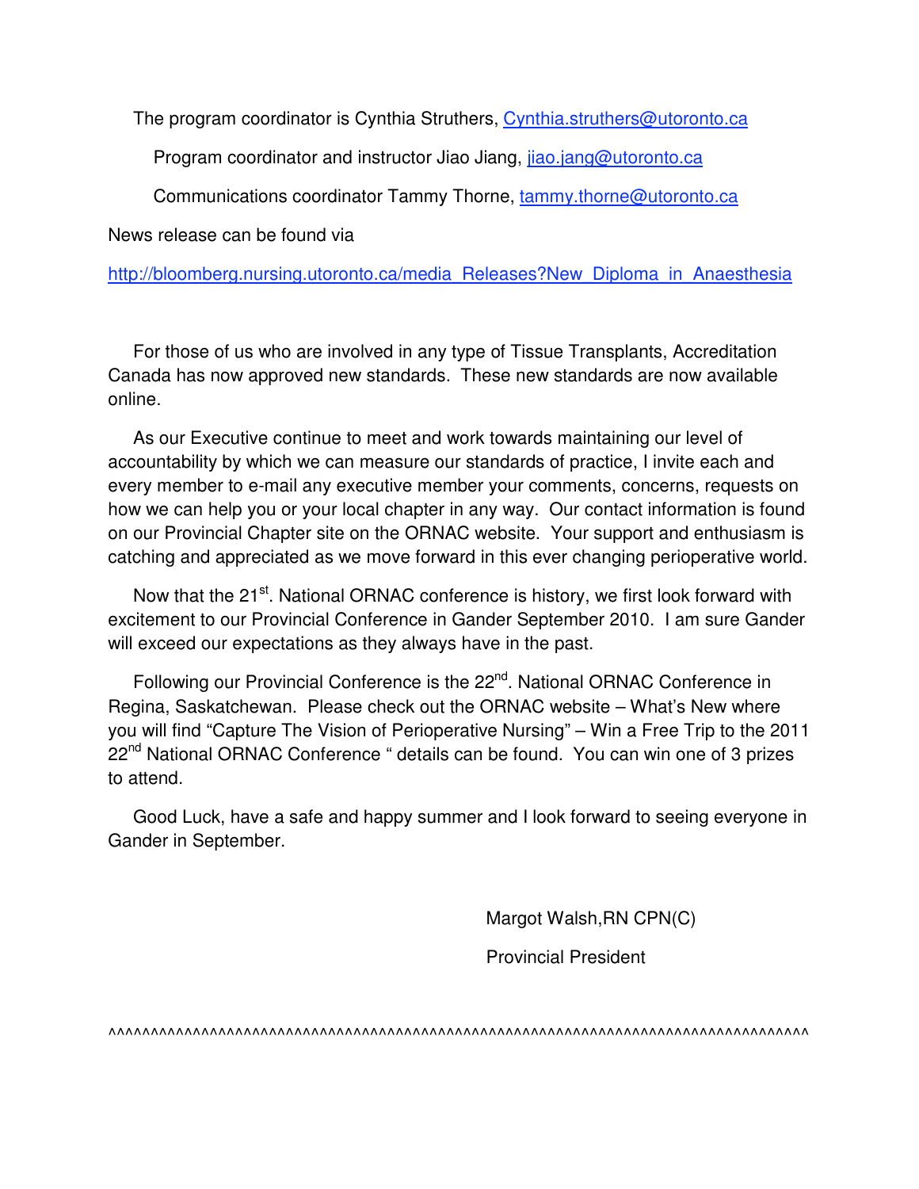The program coordinator is Cynthia Struthers, Cynthia.struthers@utoronto.ca

Program coordinator and instructor Jiao Jiang, jiao.jang@utoronto.ca

Communications coordinator Tammy Thorne, tammy.thorne@utoronto.ca

News release can be found via

http://bloomberg.nursing.utoronto.ca/media_Releases?New_Diploma_in_Anaesthesia

For those of us who are involved in any type of Tissue Transplants, Accreditation Canada has now approved new standards. These new standards are now available online.

As our Executive continue to meet and work towards maintaining our level of accountability by which we can measure our standards of practice, I invite each and every member to e-mail any executive member your comments, concerns, requests on how we can help you or your local chapter in any way. Our contact information is found on our Provincial Chapter site on the ORNAC website. Your support and enthusiasm is catching and appreciated as we move forward in this ever changing perioperative world.

Now that the 21st. National ORNAC conference is history, we first look forward with excitement to our Provincial Conference in Gander September 2010. I am sure Gander will exceed our expectations as they always have in the past.

Following our Provincial Conference is the 22nd. National ORNAC Conference in Regina, Saskatchewan. Please check out the ORNAC website – What's New where you will find "Capture The Vision of Perioperative Nursing" – Win a Free Trip to the 2011 22nd National ORNAC Conference " details can be found. You can win one of 3 prizes to attend.

Good Luck, have a safe and happy summer and I look forward to seeing everyone in Gander in September.

Margot Walsh,RN CPN(C)

Provincial President

^^^^^^^^^^^^^^^^^^^^^^^^^^^^^^^^^^^^^^^^^^^^^^^^^^^^^^^^^^^^^^^^^^^^^^^^^^^^^^^^^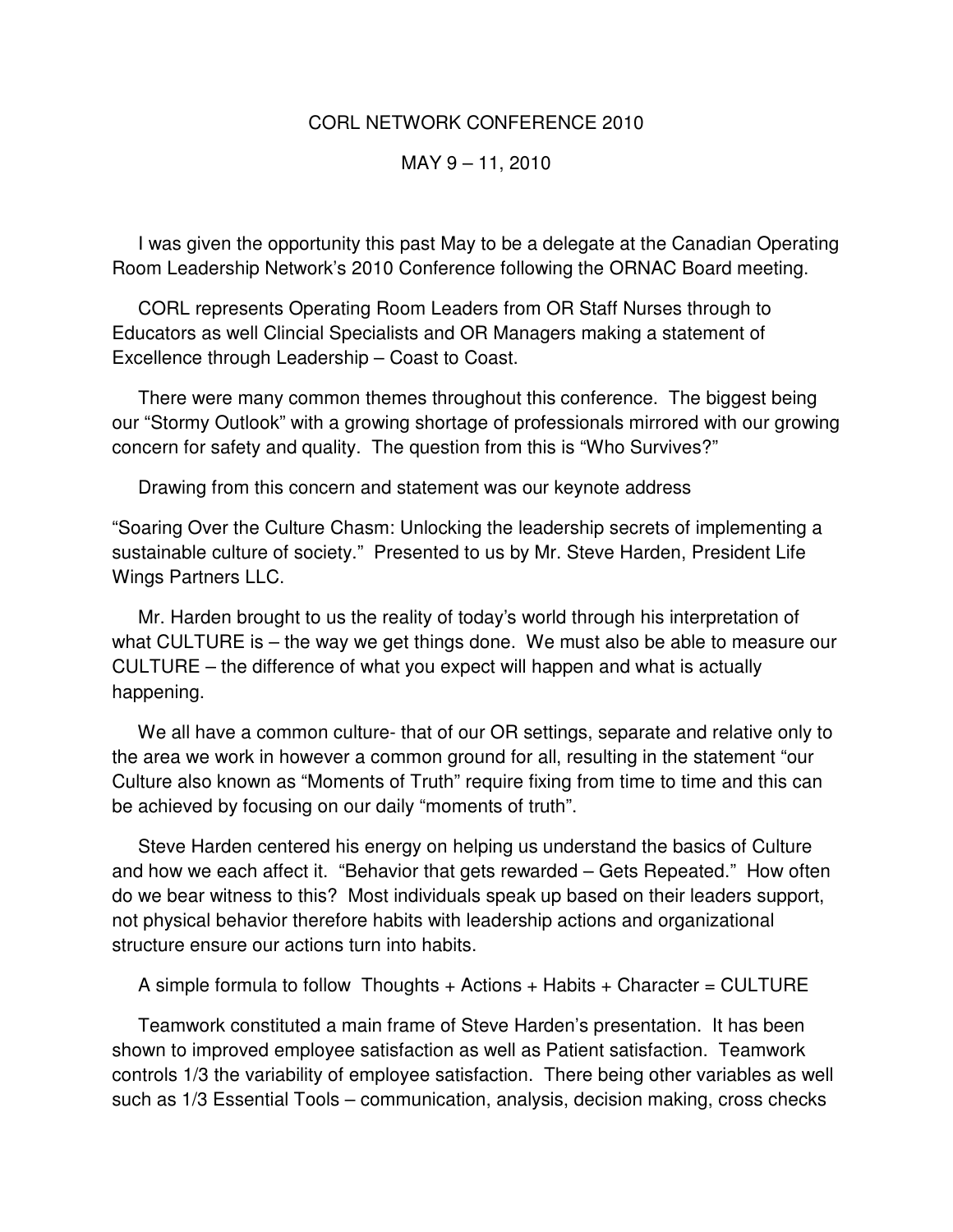CORL NETWORK CONFERENCE 2010

MAY 9 – 11, 2010

I was given the opportunity this past May to be a delegate at the Canadian Operating Room Leadership Network's 2010 Conference following the ORNAC Board meeting.

CORL represents Operating Room Leaders from OR Staff Nurses through to Educators as well Clincial Specialists and OR Managers making a statement of Excellence through Leadership – Coast to Coast.

There were many common themes throughout this conference. The biggest being our "Stormy Outlook" with a growing shortage of professionals mirrored with our growing concern for safety and quality. The question from this is "Who Survives?"

Drawing from this concern and statement was our keynote address

"Soaring Over the Culture Chasm: Unlocking the leadership secrets of implementing a sustainable culture of society." Presented to us by Mr. Steve Harden, President Life Wings Partners LLC.

Mr. Harden brought to us the reality of today's world through his interpretation of what CULTURE is – the way we get things done. We must also be able to measure our CULTURE – the difference of what you expect will happen and what is actually happening.

We all have a common culture- that of our OR settings, separate and relative only to the area we work in however a common ground for all, resulting in the statement "our Culture also known as "Moments of Truth" require fixing from time to time and this can be achieved by focusing on our daily "moments of truth".

Steve Harden centered his energy on helping us understand the basics of Culture and how we each affect it. "Behavior that gets rewarded – Gets Repeated." How often do we bear witness to this? Most individuals speak up based on their leaders support, not physical behavior therefore habits with leadership actions and organizational structure ensure our actions turn into habits.

A simple formula to follow Thoughts + Actions + Habits + Character = CULTURE

Teamwork constituted a main frame of Steve Harden's presentation. It has been shown to improved employee satisfaction as well as Patient satisfaction. Teamwork controls 1/3 the variability of employee satisfaction. There being other variables as well such as 1/3 Essential Tools – communication, analysis, decision making, cross checks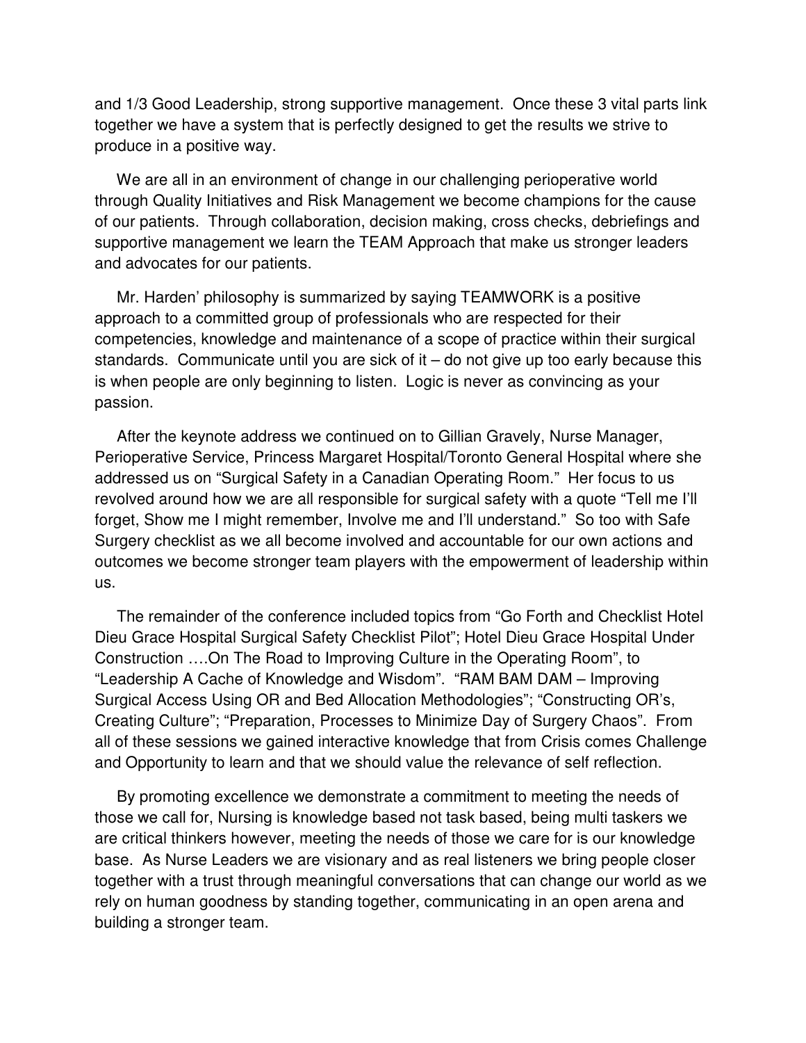and 1/3 Good Leadership, strong supportive management. Once these 3 vital parts link together we have a system that is perfectly designed to get the results we strive to produce in a positive way.

We are all in an environment of change in our challenging perioperative world through Quality Initiatives and Risk Management we become champions for the cause of our patients. Through collaboration, decision making, cross checks, debriefings and supportive management we learn the TEAM Approach that make us stronger leaders and advocates for our patients.

Mr. Harden' philosophy is summarized by saying TEAMWORK is a positive approach to a committed group of professionals who are respected for their competencies, knowledge and maintenance of a scope of practice within their surgical standards. Communicate until you are sick of it – do not give up too early because this is when people are only beginning to listen. Logic is never as convincing as your passion.

After the keynote address we continued on to Gillian Gravely, Nurse Manager, Perioperative Service, Princess Margaret Hospital/Toronto General Hospital where she addressed us on "Surgical Safety in a Canadian Operating Room." Her focus to us revolved around how we are all responsible for surgical safety with a quote "Tell me I'll forget, Show me I might remember, Involve me and I'll understand." So too with Safe Surgery checklist as we all become involved and accountable for our own actions and outcomes we become stronger team players with the empowerment of leadership within us.

The remainder of the conference included topics from "Go Forth and Checklist Hotel Dieu Grace Hospital Surgical Safety Checklist Pilot"; Hotel Dieu Grace Hospital Under Construction ….On The Road to Improving Culture in the Operating Room", to "Leadership A Cache of Knowledge and Wisdom". "RAM BAM DAM – Improving Surgical Access Using OR and Bed Allocation Methodologies"; "Constructing OR's, Creating Culture"; "Preparation, Processes to Minimize Day of Surgery Chaos". From all of these sessions we gained interactive knowledge that from Crisis comes Challenge and Opportunity to learn and that we should value the relevance of self reflection.

By promoting excellence we demonstrate a commitment to meeting the needs of those we call for, Nursing is knowledge based not task based, being multi taskers we are critical thinkers however, meeting the needs of those we care for is our knowledge base. As Nurse Leaders we are visionary and as real listeners we bring people closer together with a trust through meaningful conversations that can change our world as we rely on human goodness by standing together, communicating in an open arena and building a stronger team.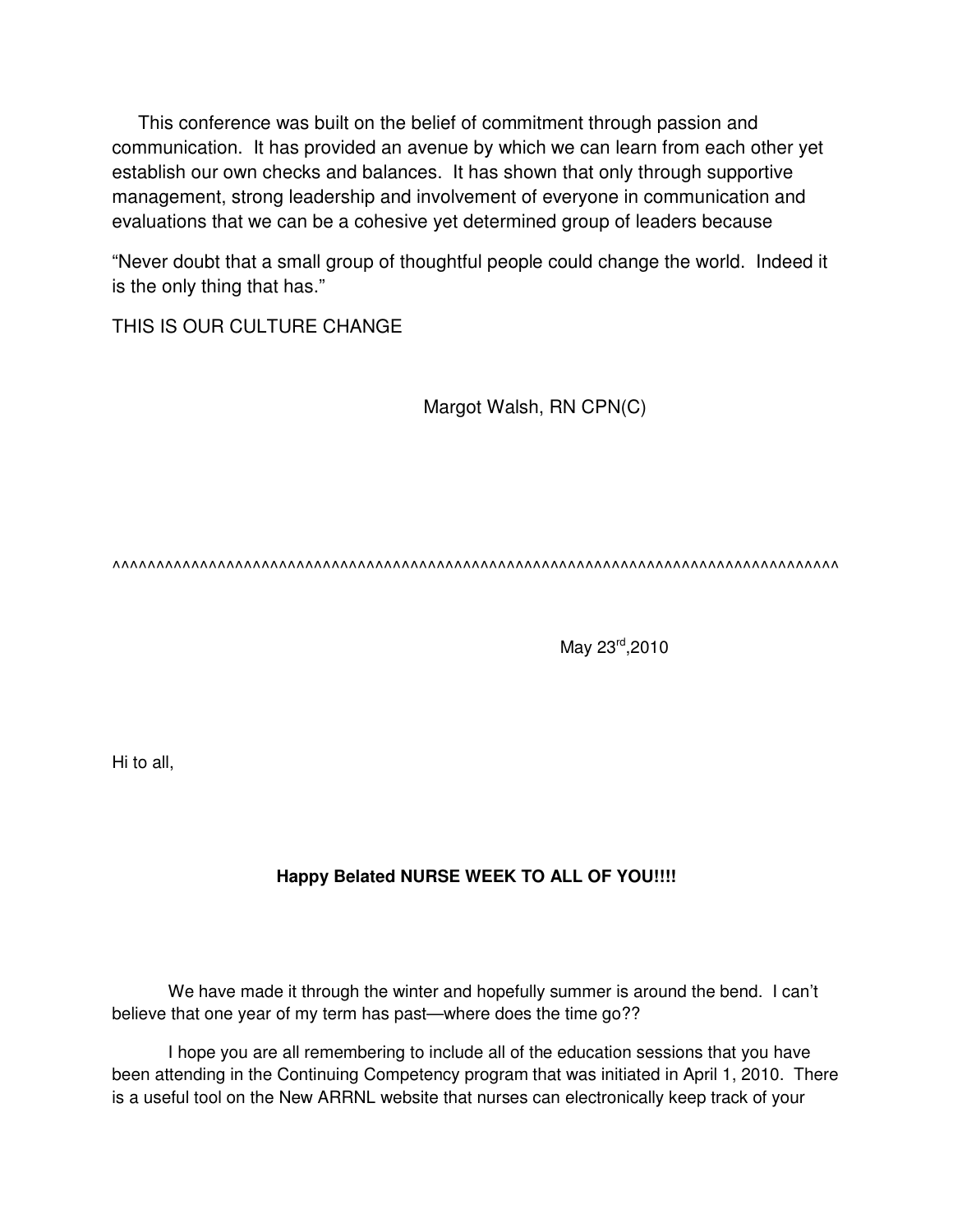This conference was built on the belief of commitment through passion and communication. It has provided an avenue by which we can learn from each other yet establish our own checks and balances. It has shown that only through supportive management, strong leadership and involvement of everyone in communication and evaluations that we can be a cohesive yet determined group of leaders because

"Never doubt that a small group of thoughtful people could change the world. Indeed it is the only thing that has."

THIS IS OUR CULTURE CHANGE

Margot Walsh, RN CPN(C)

^^^^^^^^^^^^^^^^^^^^^^^^^^^^^^^^^^^^^^^^^^^^^^^^^^^^^^^^^^^^^^^^^^^^^^^^^^^^^^^^^^^^^^^^^^^^

May 23rd,2010

Hi to all,

**Happy Belated NURSE WEEK TO ALL OF YOU!!!!**

We have made it through the winter and hopefully summer is around the bend. I can't believe that one year of my term has past—where does the time go??

I hope you are all remembering to include all of the education sessions that you have been attending in the Continuing Competency program that was initiated in April 1, 2010. There is a useful tool on the New ARRNL website that nurses can electronically keep track of your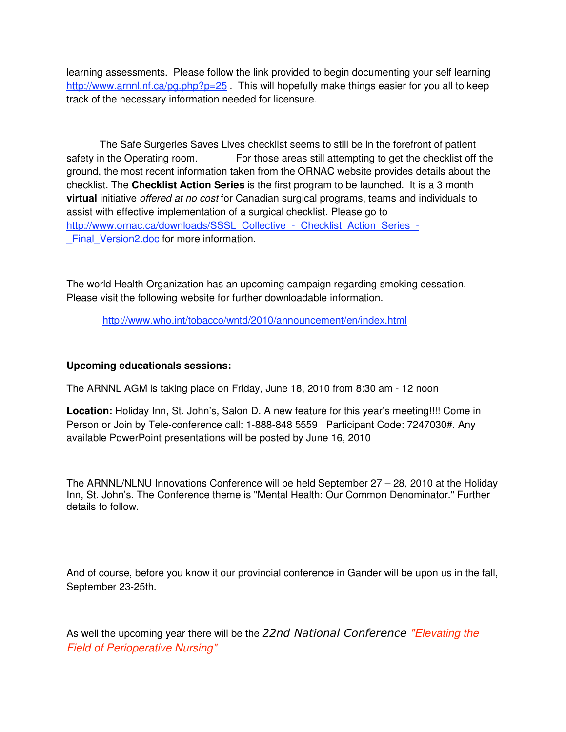learning assessments. Please follow the link provided to begin documenting your self learning http://www.arnnl.nf.ca/pg.php?p=25 . This will hopefully make things easier for you all to keep track of the necessary information needed for licensure.

The Safe Surgeries Saves Lives checklist seems to still be in the forefront of patient safety in the Operating room. For those areas still attempting to get the checklist off the ground, the most recent information taken from the ORNAC website provides details about the checklist. The **Checklist Action Series** is the first program to be launched. It is a 3 month **virtual** initiative *offered at no cost* for Canadian surgical programs, teams and individuals to assist with effective implementation of a surgical checklist. Please go to http://www.ornac.ca/downloads/SSSL_Collective_-_Checklist_Action_Series_-_Final_Version2.doc for more information.

The world Health Organization has an upcoming campaign regarding smoking cessation. Please visit the following website for further downloadable information.

http://www.who.int/tobacco/wntd/2010/announcement/en/index.html

**Upcoming educationals sessions:**

The ARNNL AGM is taking place on Friday, June 18, 2010 from 8:30 am - 12 noon

**Location:** Holiday Inn, St. John's, Salon D. A new feature for this year's meeting!!!! Come in Person or Join by Tele-conference call: 1-888-848 5559 Participant Code: 7247030#. Any available PowerPoint presentations will be posted by June 16, 2010

The ARNNL/NLNU Innovations Conference will be held September 27 – 28, 2010 at the Holiday Inn, St. John's. The Conference theme is "Mental Health: Our Common Denominator." Further details to follow.

And of course, before you know it our provincial conference in Gander will be upon us in the fall, September 23-25th.

As well the upcoming year there will be the *22nd National Conference* *"Elevating the Field of Perioperative Nursing"*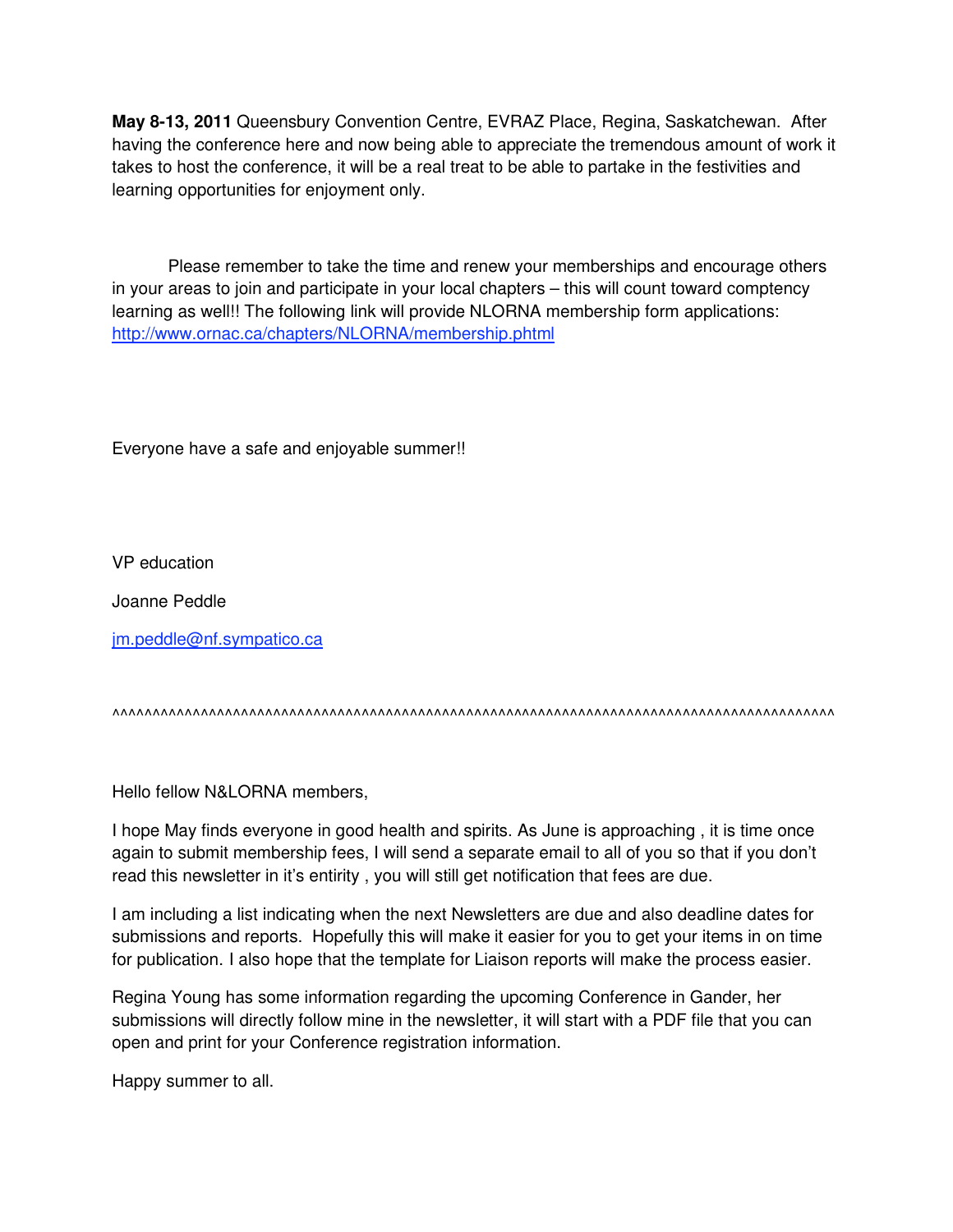**May 8-13, 2011** Queensbury Convention Centre, EVRAZ Place, Regina, Saskatchewan. After having the conference here and now being able to appreciate the tremendous amount of work it takes to host the conference, it will be a real treat to be able to partake in the festivities and learning opportunities for enjoyment only.

Please remember to take the time and renew your memberships and encourage others in your areas to join and participate in your local chapters – this will count toward comptency learning as well!! The following link will provide NLORNA membership form applications: [http://www.ornac.ca/chapters/NLORNA/membership.phtml](http://www.ornac.ca/chapters/NLORNA/membership.phtml)

Everyone have a safe and enjoyable summer!!

VP education

Joanne Peddle

[jm.peddle@nf.sympatico.ca](mailto:jm.peddle@nf.sympatico.ca)

^^^^^^^^^^^^^^^^^^^^^^^^^^^^^^^^^^^^^^^^^^^^^^^^^^^^^^^^^^^^^^^^^^^^^^^^^^^^^^^^^^^^^^^^^^^^

Hello fellow N&LORNA members,

I hope May finds everyone in good health and spirits. As June is approaching , it is time once again to submit membership fees, I will send a separate email to all of you so that if you don't read this newsletter in it's entirity , you will still get notification that fees are due.

I am including a list indicating when the next Newsletters are due and also deadline dates for submissions and reports. Hopefully this will make it easier for you to get your items in on time for publication. I also hope that the template for Liaison reports will make the process easier.

Regina Young has some information regarding the upcoming Conference in Gander, her submissions will directly follow mine in the newsletter, it will start with a PDF file that you can open and print for your Conference registration information.

Happy summer to all.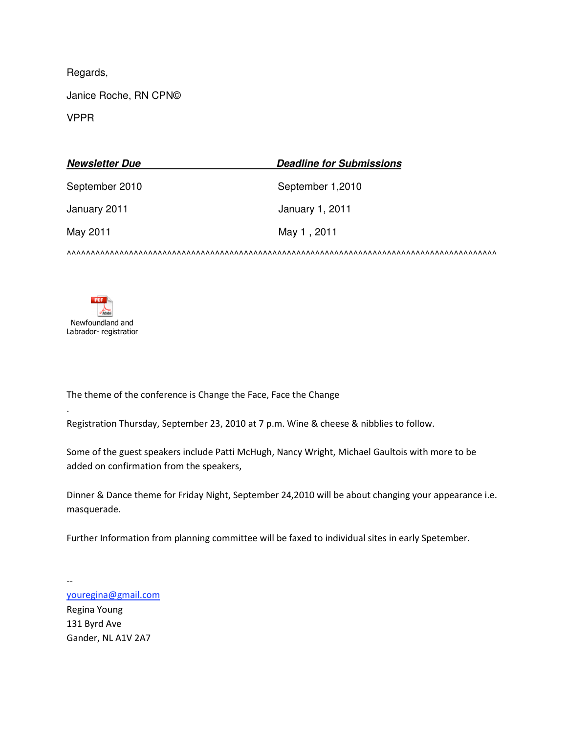Regards,

Janice Roche, RN CPN©

VPPR

| ***Newsletter Due*** | ***Deadline for Submissions*** |
| --- | --- |
| September 2010 | September 1,2010 |
| January 2011 | January 1, 2011 |
| May 2011 | May 1 , 2011 |

^^^^^^^^^^^^^^^^^^^^^^^^^^^^^^^^^^^^^^^^^^^^^^^^^^^^^^^^^^^^^^^^^^^^^^^^^^^^^^^^^^^^^^^^^^^^

Newfoundland and Labrador- registratior

The theme of the conference is Change the Face, Face the Change

.

Registration Thursday, September 23, 2010 at 7 p.m. Wine & cheese & nibblies to follow.

Some of the guest speakers include Patti McHugh, Nancy Wright, Michael Gaultois with more to be added on confirmation from the speakers,

Dinner & Dance theme for Friday Night, September 24,2010 will be about changing your appearance i.e. masquerade.

Further Information from planning committee will be faxed to individual sites in early Spetember.

--

youregina@gmail.com

Regina Young

131 Byrd Ave

Gander, NL A1V 2A7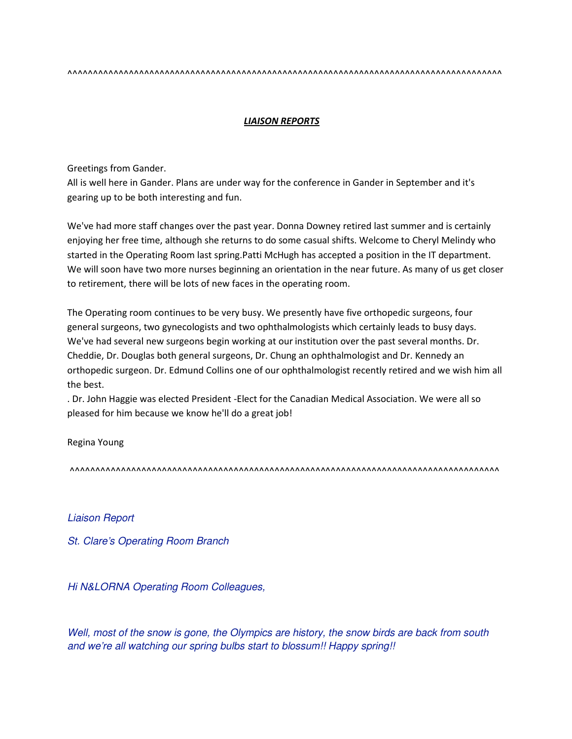^^^^^^^^^^^^^^^^^^^^^^^^^^^^^^^^^^^^^^^^^^^^^^^^^^^^^^^^^^^^^^^^^^^^^^^^^^^^^^^^^^^^^^^^^^^^

## ***LIAISON REPORTS***

Greetings from Gander.
All is well here in Gander. Plans are under way for the conference in Gander in September and it's gearing up to be both interesting and fun.

We've had more staff changes over the past year. Donna Downey retired last summer and is certainly enjoying her free time, although she returns to do some casual shifts. Welcome to Cheryl Melindy who started in the Operating Room last spring.Patti McHugh has accepted a position in the IT department. We will soon have two more nurses beginning an orientation in the near future. As many of us get closer to retirement, there will be lots of new faces in the operating room.

The Operating room continues to be very busy. We presently have five orthopedic surgeons, four general surgeons, two gynecologists and two ophthalmologists which certainly leads to busy days. We've had several new surgeons begin working at our institution over the past several months. Dr. Cheddie, Dr. Douglas both general surgeons, Dr. Chung an ophthalmologist and Dr. Kennedy an orthopedic surgeon. Dr. Edmund Collins one of our ophthalmologist recently retired and we wish him all the best.
. Dr. John Haggie was elected President -Elect for the Canadian Medical Association. We were all so pleased for him because we know he'll do a great job!

Regina Young

^^^^^^^^^^^^^^^^^^^^^^^^^^^^^^^^^^^^^^^^^^^^^^^^^^^^^^^^^^^^^^^^^^^^^^^^^^^^^^^^^^^^^^^^^^^^

*Liaison Report*

*St. Clare's Operating Room Branch*

*Hi N&LORNA Operating Room Colleagues,*

*Well, most of the snow is gone, the Olympics are history, the snow birds are back from south and we're all watching our spring bulbs start to blossum!! Happy spring!!*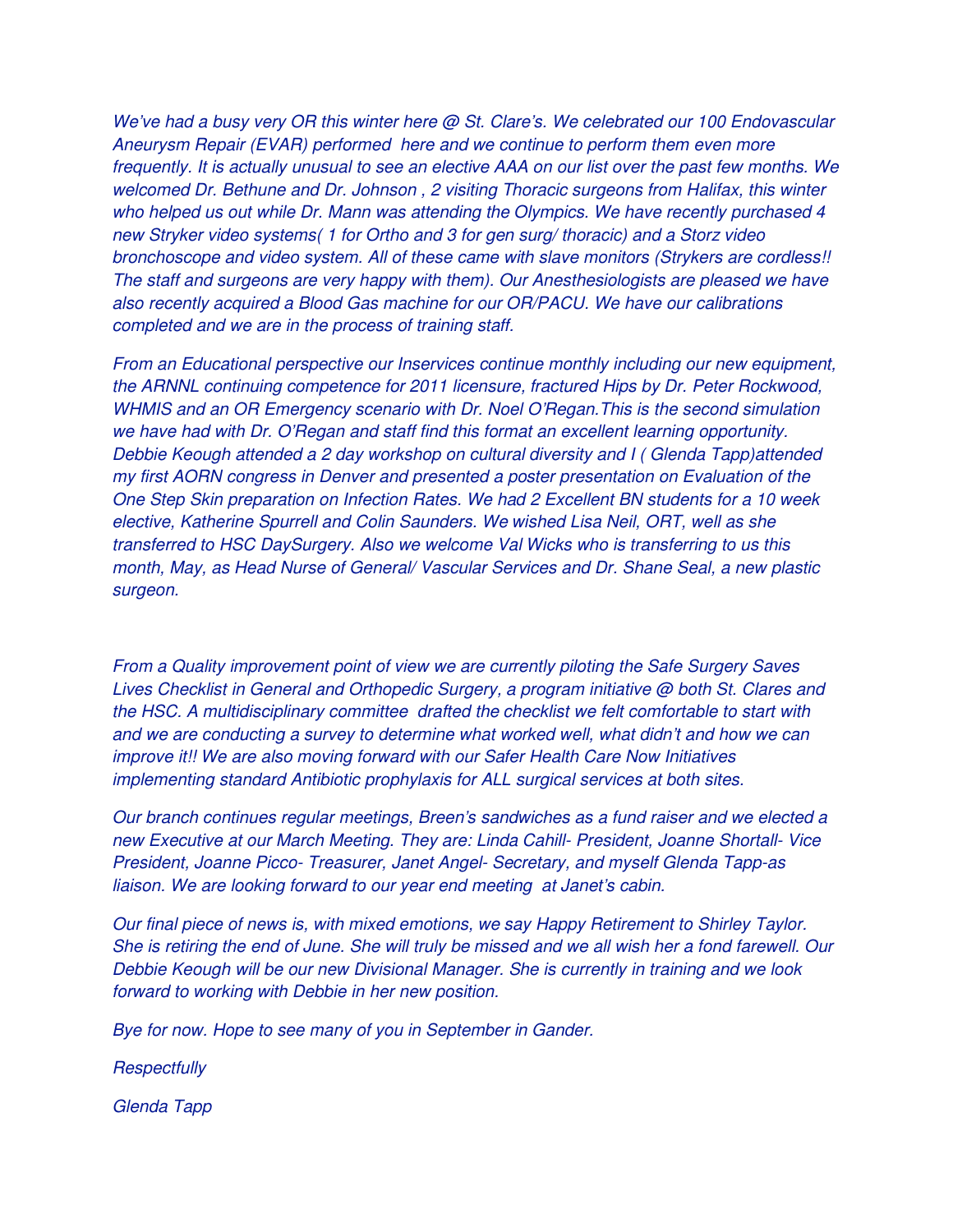*We've had a busy very OR this winter here @ St. Clare's. We celebrated our 100 Endovascular Aneurysm Repair (EVAR) performed here and we continue to perform them even more frequently. It is actually unusual to see an elective AAA on our list over the past few months. We welcomed Dr. Bethune and Dr. Johnson , 2 visiting Thoracic surgeons from Halifax, this winter who helped us out while Dr. Mann was attending the Olympics. We have recently purchased 4 new Stryker video systems( 1 for Ortho and 3 for gen surg/ thoracic) and a Storz video bronchoscope and video system. All of these came with slave monitors (Strykers are cordless!! The staff and surgeons are very happy with them). Our Anesthesiologists are pleased we have also recently acquired a Blood Gas machine for our OR/PACU. We have our calibrations completed and we are in the process of training staff.*

*From an Educational perspective our Inservices continue monthly including our new equipment, the ARNNL continuing competence for 2011 licensure, fractured Hips by Dr. Peter Rockwood, WHMIS and an OR Emergency scenario with Dr. Noel O'Regan.This is the second simulation we have had with Dr. O'Regan and staff find this format an excellent learning opportunity. Debbie Keough attended a 2 day workshop on cultural diversity and I ( Glenda Tapp)attended my first AORN congress in Denver and presented a poster presentation on Evaluation of the One Step Skin preparation on Infection Rates. We had 2 Excellent BN students for a 10 week elective, Katherine Spurrell and Colin Saunders. We wished Lisa Neil, ORT, well as she transferred to HSC DaySurgery. Also we welcome Val Wicks who is transferring to us this month, May, as Head Nurse of General/ Vascular Services and Dr. Shane Seal, a new plastic surgeon.*

*From a Quality improvement point of view we are currently piloting the Safe Surgery Saves Lives Checklist in General and Orthopedic Surgery, a program initiative @ both St. Clares and the HSC. A multidisciplinary committee drafted the checklist we felt comfortable to start with and we are conducting a survey to determine what worked well, what didn't and how we can improve it!! We are also moving forward with our Safer Health Care Now Initiatives implementing standard Antibiotic prophylaxis for ALL surgical services at both sites.*

*Our branch continues regular meetings, Breen's sandwiches as a fund raiser and we elected a new Executive at our March Meeting. They are: Linda Cahill- President, Joanne Shortall- Vice President, Joanne Picco- Treasurer, Janet Angel- Secretary, and myself Glenda Tapp-as liaison. We are looking forward to our year end meeting at Janet's cabin.*

*Our final piece of news is, with mixed emotions, we say Happy Retirement to Shirley Taylor. She is retiring the end of June. She will truly be missed and we all wish her a fond farewell. Our Debbie Keough will be our new Divisional Manager. She is currently in training and we look forward to working with Debbie in her new position.*

*Bye for now. Hope to see many of you in September in Gander.*

*Respectfully*

*Glenda Tapp*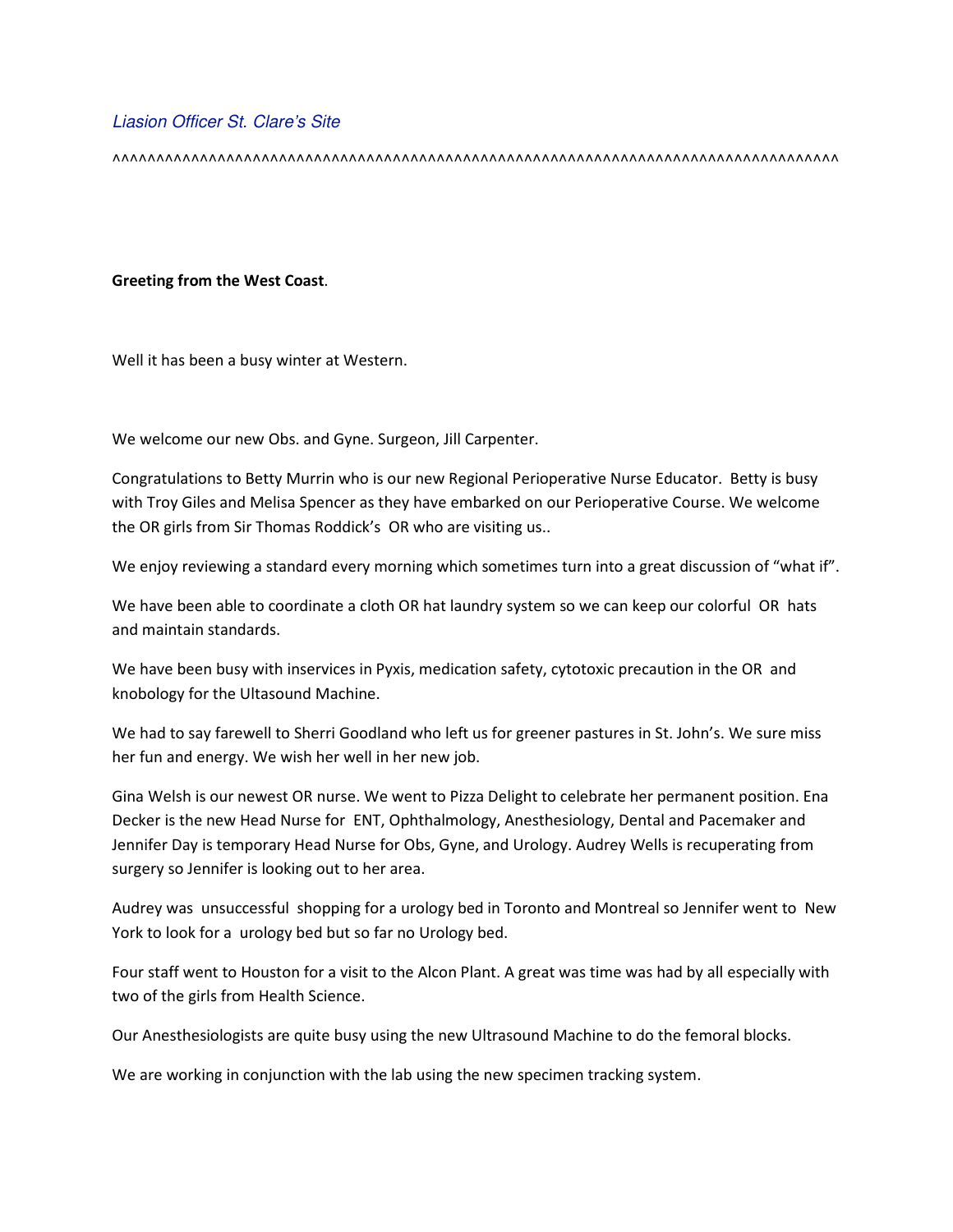*Liasion Officer St. Clare's Site*

^^^^^^^^^^^^^^^^^^^^^^^^^^^^^^^^^^^^^^^^^^^^^^^^^^^^^^^^^^^^^^^^^^^^^^^^^^^^^^^^^^^^^^^^^^^

**Greeting from the West Coast**.

Well it has been a busy winter at Western.

We welcome our new Obs. and Gyne. Surgeon, Jill Carpenter.

Congratulations to Betty Murrin who is our new Regional Perioperative Nurse Educator. Betty is busy with Troy Giles and Melisa Spencer as they have embarked on our Perioperative Course. We welcome the OR girls from Sir Thomas Roddick's OR who are visiting us..

We enjoy reviewing a standard every morning which sometimes turn into a great discussion of "what if".

We have been able to coordinate a cloth OR hat laundry system so we can keep our colorful OR hats and maintain standards.

We have been busy with inservices in Pyxis, medication safety, cytotoxic precaution in the OR and knobology for the Ultasound Machine.

We had to say farewell to Sherri Goodland who left us for greener pastures in St. John's. We sure miss her fun and energy. We wish her well in her new job.

Gina Welsh is our newest OR nurse. We went to Pizza Delight to celebrate her permanent position. Ena Decker is the new Head Nurse for ENT, Ophthalmology, Anesthesiology, Dental and Pacemaker and Jennifer Day is temporary Head Nurse for Obs, Gyne, and Urology. Audrey Wells is recuperating from surgery so Jennifer is looking out to her area.

Audrey was unsuccessful shopping for a urology bed in Toronto and Montreal so Jennifer went to New York to look for a urology bed but so far no Urology bed.

Four staff went to Houston for a visit to the Alcon Plant. A great was time was had by all especially with two of the girls from Health Science.

Our Anesthesiologists are quite busy using the new Ultrasound Machine to do the femoral blocks.

We are working in conjunction with the lab using the new specimen tracking system.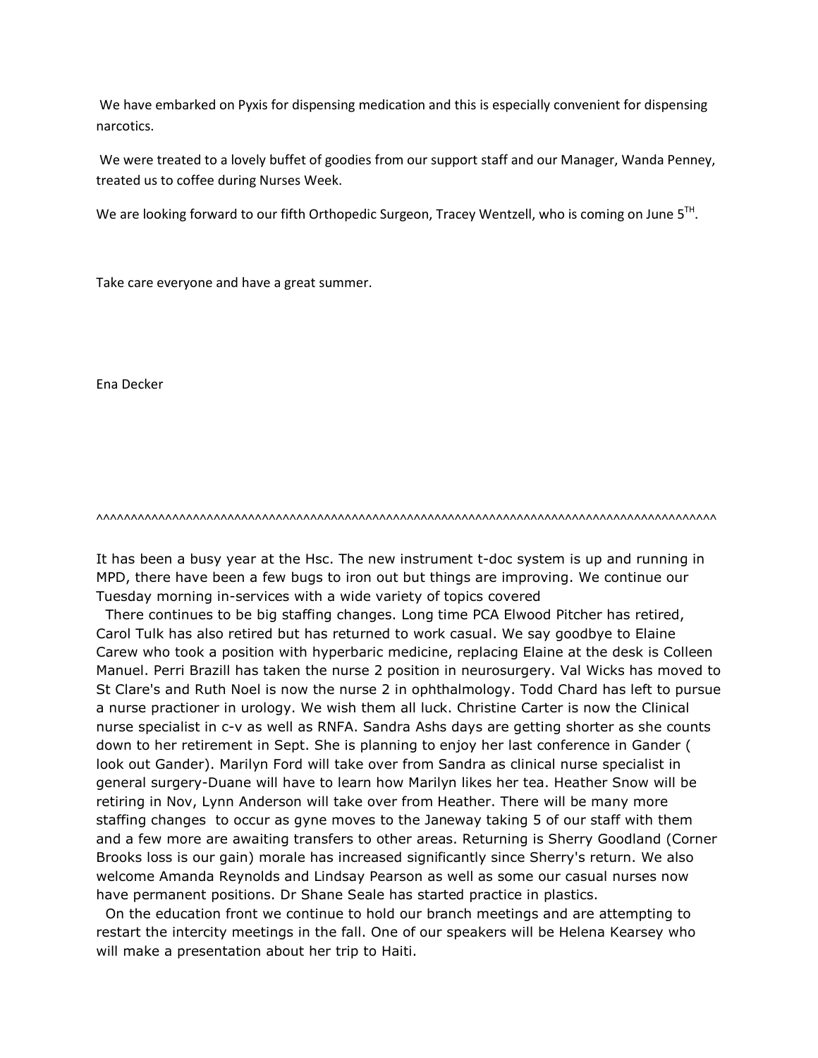We have embarked on Pyxis for dispensing medication and this is especially convenient for dispensing narcotics.

We were treated to a lovely buffet of goodies from our support staff and our Manager, Wanda Penney, treated us to coffee during Nurses Week.

We are looking forward to our fifth Orthopedic Surgeon, Tracey Wentzell, who is coming on June 5TH.

Take care everyone and have a great summer.

Ena Decker

^^^^^^^^^^^^^^^^^^^^^^^^^^^^^^^^^^^^^^^^^^^^^^^^^^^^^^^^^^^^^^^^^^^^^^^^^^^^^^^^^^^^^^^^^^^^^^^^^^^^

It has been a busy year at the Hsc. The new instrument t-doc system is up and running in MPD, there have been a few bugs to iron out but things are improving. We continue our Tuesday morning in-services with a wide variety of topics covered

There continues to be big staffing changes. Long time PCA Elwood Pitcher has retired, Carol Tulk has also retired but has returned to work casual. We say goodbye to Elaine Carew who took a position with hyperbaric medicine, replacing Elaine at the desk is Colleen Manuel. Perri Brazill has taken the nurse 2 position in neurosurgery. Val Wicks has moved to St Clare's and Ruth Noel is now the nurse 2 in ophthalmology. Todd Chard has left to pursue a nurse practioner in urology. We wish them all luck. Christine Carter is now the Clinical nurse specialist in c-v as well as RNFA. Sandra Ashs days are getting shorter as she counts down to her retirement in Sept. She is planning to enjoy her last conference in Gander ( look out Gander). Marilyn Ford will take over from Sandra as clinical nurse specialist in general surgery-Duane will have to learn how Marilyn likes her tea. Heather Snow will be retiring in Nov, Lynn Anderson will take over from Heather. There will be many more staffing changes to occur as gyne moves to the Janeway taking 5 of our staff with them and a few more are awaiting transfers to other areas. Returning is Sherry Goodland (Corner Brooks loss is our gain) morale has increased significantly since Sherry's return. We also welcome Amanda Reynolds and Lindsay Pearson as well as some our casual nurses now have permanent positions. Dr Shane Seale has started practice in plastics.

On the education front we continue to hold our branch meetings and are attempting to restart the intercity meetings in the fall. One of our speakers will be Helena Kearsey who will make a presentation about her trip to Haiti.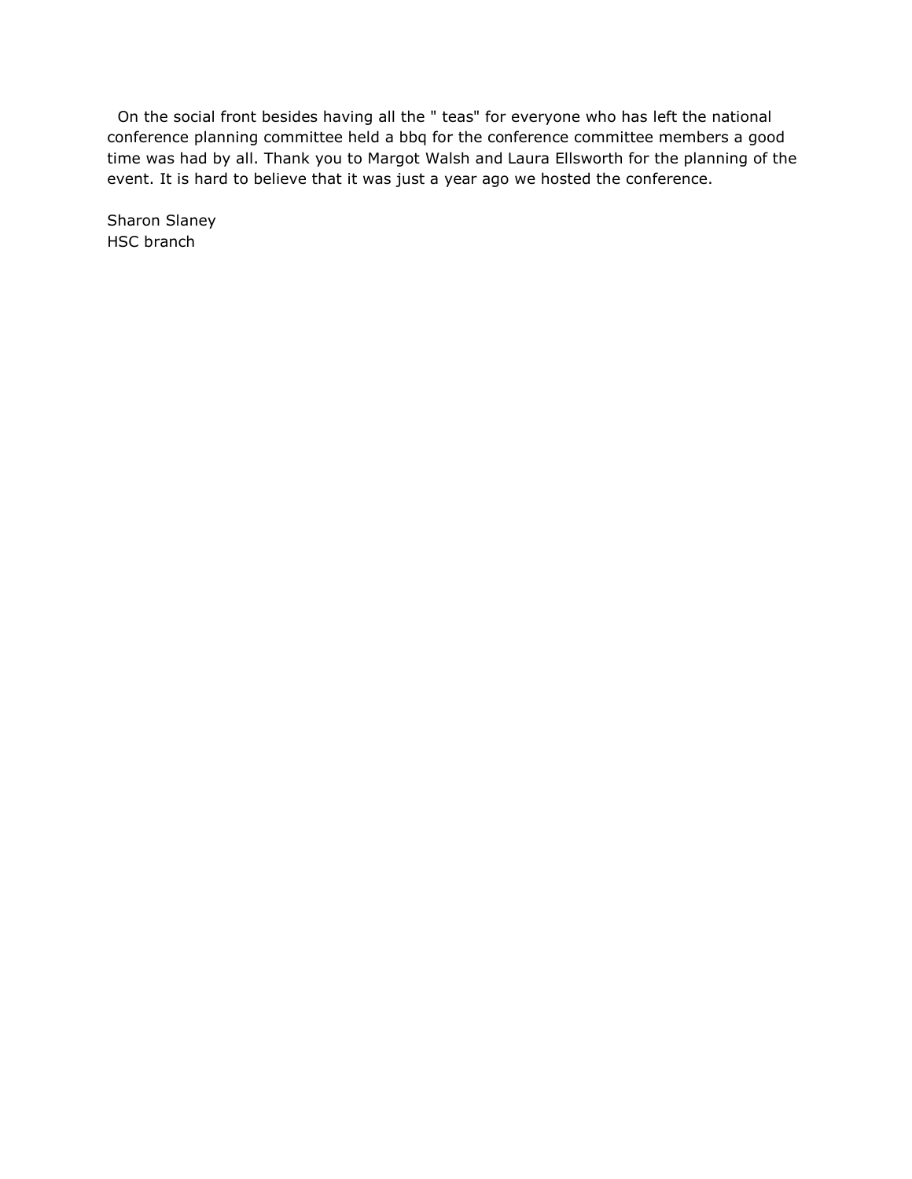On the social front besides having all the " teas" for everyone who has left the national conference planning committee held a bbq for the conference committee members a good time was had by all. Thank you to Margot Walsh and Laura Ellsworth for the planning of the event. It is hard to believe that it was just a year ago we hosted the conference.

Sharon Slaney  
HSC branch